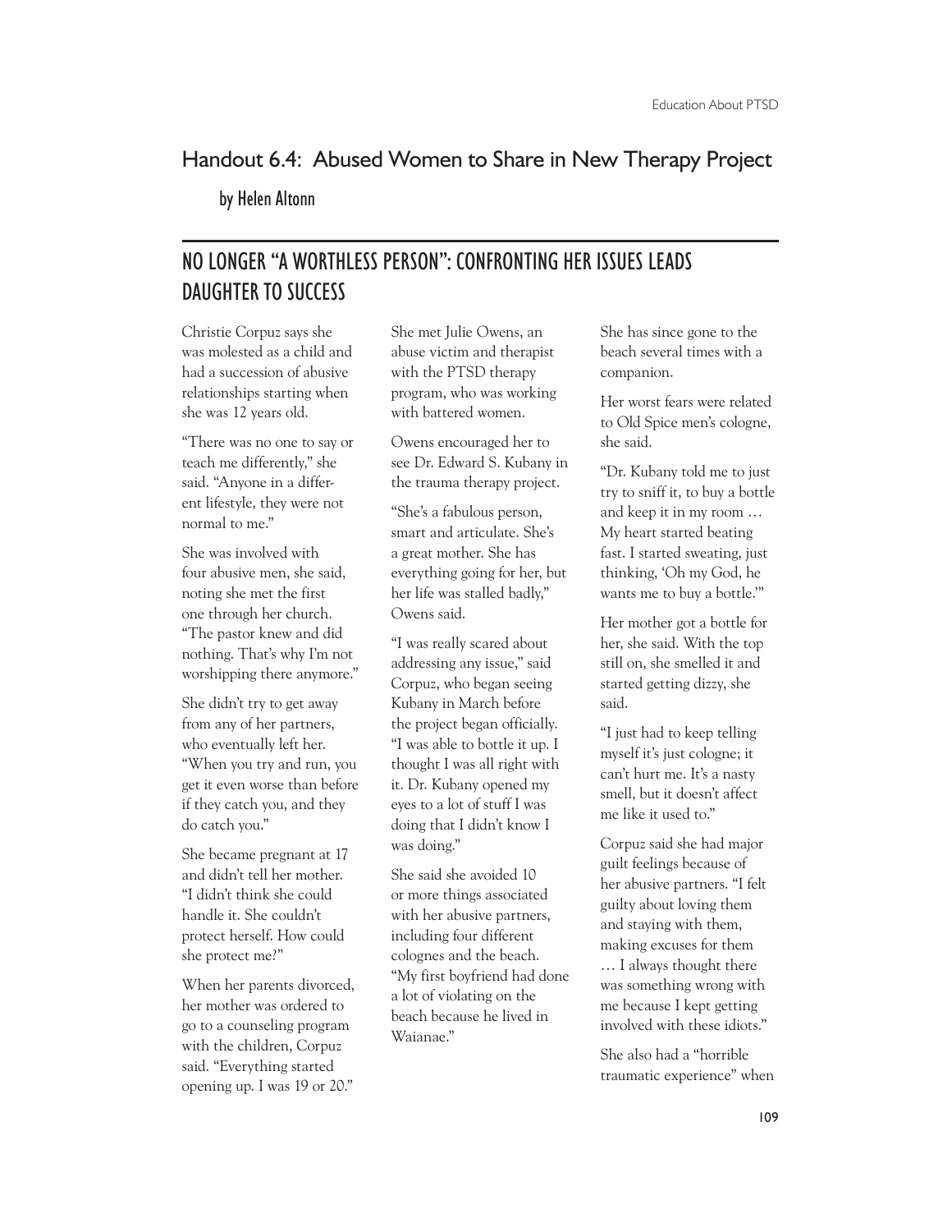## Handout 6.4: Abused Women to Share in New Therapy Project

by Helen Altonn

## NO LONGER "A WORTHLESS PERSON": CONFRONTING HER ISSUES LEADS DAUGHTER TO SUCCESS

Christie Corpuz says she was molested as a child and had a succession of abusive relationships starting when she was 12 years old.

"There was no one to say or teach me differently," she said. "Anyone in a different lifestyle, they were not normal to me."

She was involved with four abusive men, she said, noting she met the first one through her church. "The pastor knew and did nothing. That's why I'm not worshipping there anymore."

She didn't try to get away from any of her partners, who eventually left her. "When you try and run, you get it even worse than before if they catch you, and they do catch you."

She became pregnant at 17 and didn't tell her mother. "I didn't think she could handle it. She couldn't protect herself. How could she protect me?"

When her parents divorced, her mother was ordered to go to a counseling program with the children, Corpuz said. "Everything started opening up. I was 19 or 20."

She met Julie Owens, an abuse victim and therapist with the PTSD therapy program, who was working with battered women.

Owens encouraged her to see Dr. Edward S. Kubany in the trauma therapy project.

"She's a fabulous person, smart and articulate. She's a great mother. She has everything going for her, but her life was stalled badly," Owens said.

"I was really scared about addressing any issue," said Corpuz, who began seeing Kubany in March before the project began officially. "I was able to bottle it up. I thought I was all right with it. Dr. Kubany opened my eyes to a lot of stuff I was doing that I didn't know I was doing."

She said she avoided 10 or more things associated with her abusive partners, including four different colognes and the beach. "My first boyfriend had done a lot of violating on the beach because he lived in Waianae."

She has since gone to the beach several times with a companion.

Her worst fears were related to Old Spice men's cologne, she said.

"Dr. Kubany told me to just try to sniff it, to buy a bottle and keep it in my room … My heart started beating fast. I started sweating, just thinking, 'Oh my God, he wants me to buy a bottle.'"

Her mother got a bottle for her, she said. With the top still on, she smelled it and started getting dizzy, she said.

"I just had to keep telling myself it's just cologne; it can't hurt me. It's a nasty smell, but it doesn't affect me like it used to."

Corpuz said she had major guilt feelings because of her abusive partners. "I felt guilty about loving them and staying with them, making excuses for them … I always thought there was something wrong with me because I kept getting involved with these idiots."

She also had a "horrible traumatic experience" when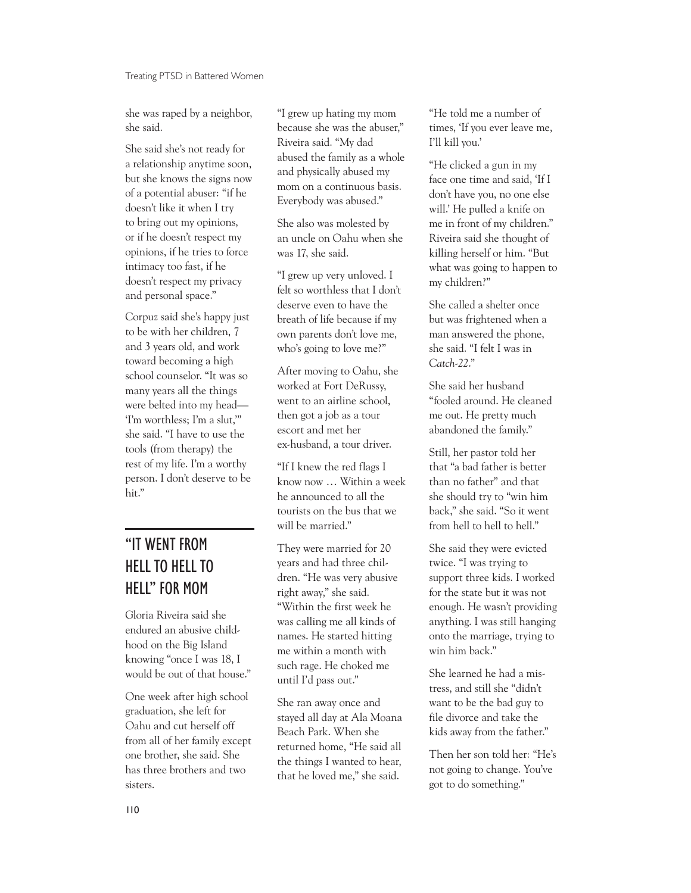she was raped by a neighbor, she said.

She said she's not ready for a relationship anytime soon, but she knows the signs now of a potential abuser: "if he doesn't like it when I try to bring out my opinions, or if he doesn't respect my opinions, if he tries to force intimacy too fast, if he doesn't respect my privacy and personal space."

Corpuz said she's happy just to be with her children, 7 and 3 years old, and work toward becoming a high school counselor. "It was so many years all the things were belted into my head—'I'm worthless; I'm a slut,'" she said. "I have to use the tools (from therapy) the rest of my life. I'm a worthy person. I don't deserve to be hit."

## "IT WENT FROM HELL TO HELL TO HELL" FOR MOM

Gloria Riveira said she endured an abusive childhood on the Big Island knowing "once I was 18, I would be out of that house."

One week after high school graduation, she left for Oahu and cut herself off from all of her family except one brother, she said. She has three brothers and two sisters.

"I grew up hating my mom because she was the abuser," Riveira said. "My dad abused the family as a whole and physically abused my mom on a continuous basis. Everybody was abused."

She also was molested by an uncle on Oahu when she was 17, she said.

"I grew up very unloved. I felt so worthless that I don't deserve even to have the breath of life because if my own parents don't love me, who's going to love me?"

After moving to Oahu, she worked at Fort DeRussy, went to an airline school, then got a job as a tour escort and met her ex-husband, a tour driver.

"If I knew the red flags I know now … Within a week he announced to all the tourists on the bus that we will be married."

They were married for 20 years and had three children. "He was very abusive right away," she said. "Within the first week he was calling me all kinds of names. He started hitting me within a month with such rage. He choked me until I'd pass out."

She ran away once and stayed all day at Ala Moana Beach Park. When she returned home, "He said all the things I wanted to hear, that he loved me," she said.

"He told me a number of times, 'If you ever leave me, I'll kill you.'

"He clicked a gun in my face one time and said, 'If I don't have you, no one else will.' He pulled a knife on me in front of my children." Riveira said she thought of killing herself or him. "But what was going to happen to my children?"

She called a shelter once but was frightened when a man answered the phone, she said. "I felt I was in *Catch-22*."

She said her husband "fooled around. He cleaned me out. He pretty much abandoned the family."

Still, her pastor told her that "a bad father is better than no father" and that she should try to "win him back," she said. "So it went from hell to hell to hell."

She said they were evicted twice. "I was trying to support three kids. I worked for the state but it was not enough. He wasn't providing anything. I was still hanging onto the marriage, trying to win him back."

She learned he had a mistress, and still she "didn't want to be the bad guy to file divorce and take the kids away from the father."

Then her son told her: "He's not going to change. You've got to do something."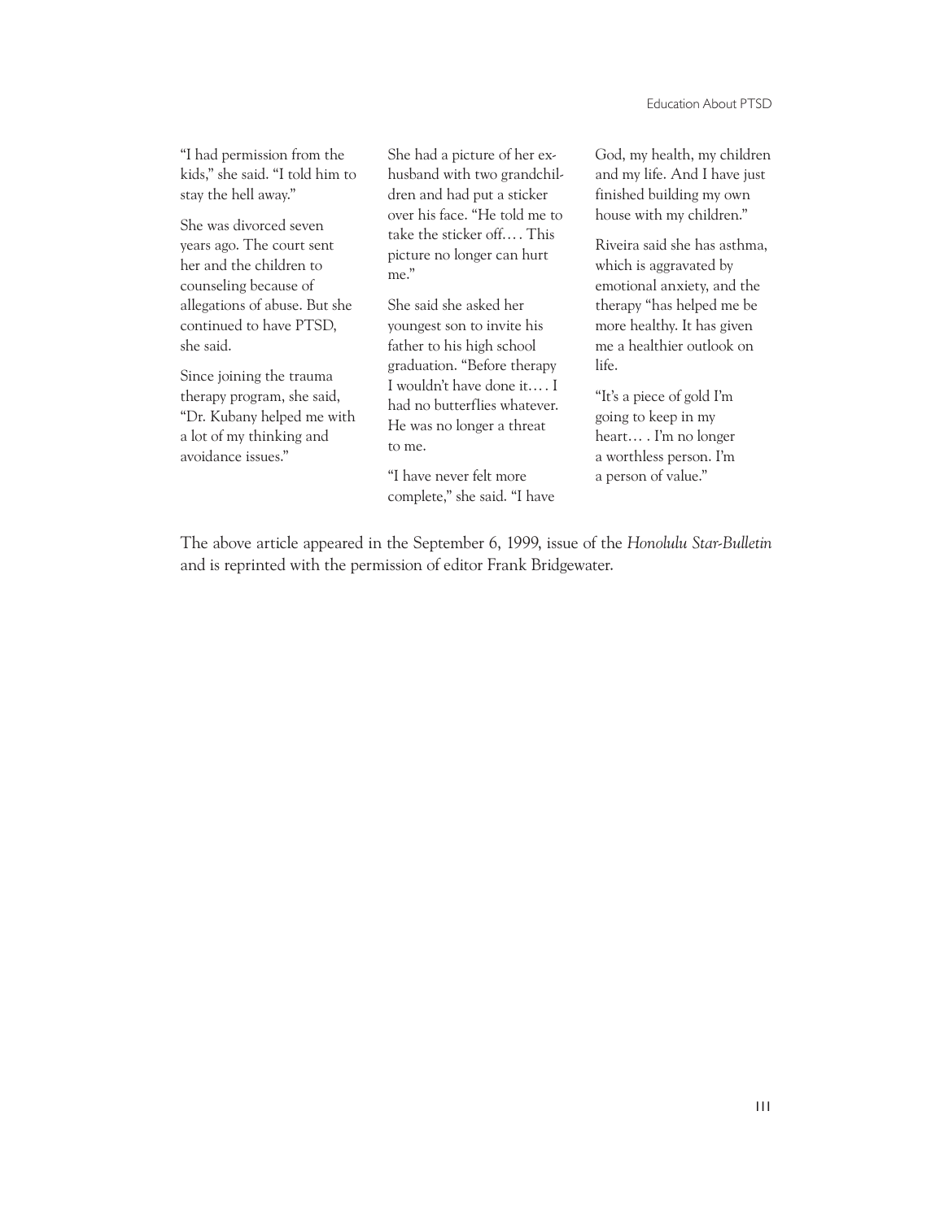"I had permission from the kids," she said. "I told him to stay the hell away."

She was divorced seven years ago. The court sent her and the children to counseling because of allegations of abuse. But she continued to have PTSD, she said.

Since joining the trauma therapy program, she said, "Dr. Kubany helped me with a lot of my thinking and avoidance issues."

She had a picture of her ex-husband with two grandchildren and had put a sticker over his face. "He told me to take the sticker off.... This picture no longer can hurt me."

She said she asked her youngest son to invite his father to his high school graduation. "Before therapy I wouldn't have done it.... I had no butterflies whatever. He was no longer a threat to me.

"I have never felt more complete," she said. "I have God, my health, my children and my life. And I have just finished building my own house with my children."

Riveira said she has asthma, which is aggravated by emotional anxiety, and the therapy "has helped me be more healthy. It has given me a healthier outlook on life.

"It's a piece of gold I'm going to keep in my heart... . I'm no longer a worthless person. I'm a person of value."

The above article appeared in the September 6, 1999, issue of the *Honolulu Star-Bulletin* and is reprinted with the permission of editor Frank Bridgewater.